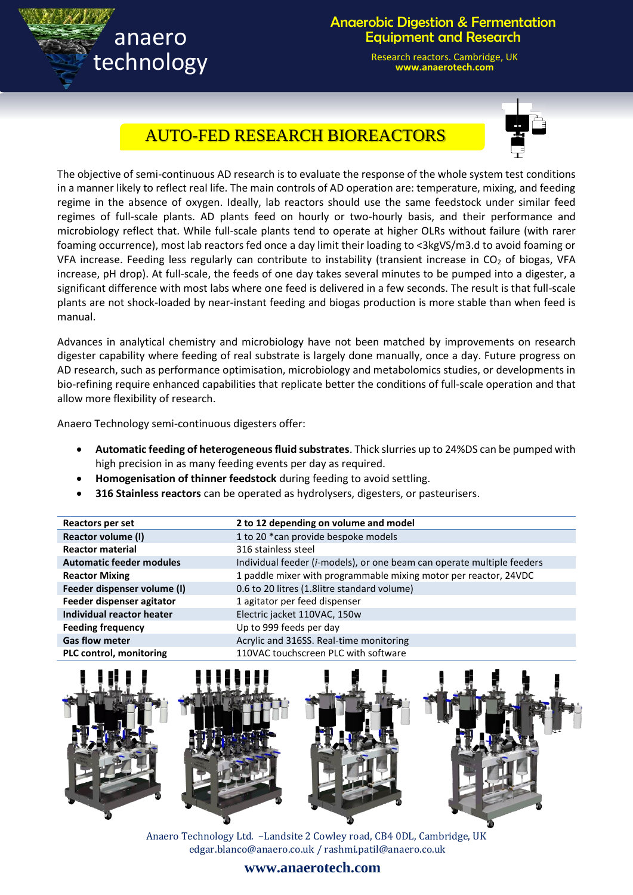anaero technology

**Anaerobic Digestion & Fermentation Equipment and Research**

Research reactors. Cambridge, UK
**www.anaerotech.com**

# AUTO-FED RESEARCH BIOREACTORS

The objective of semi-continuous AD research is to evaluate the response of the whole system test conditions in a manner likely to reflect real life. The main controls of AD operation are: temperature, mixing, and feeding regime in the absence of oxygen. Ideally, lab reactors should use the same feedstock under similar feed regimes of full-scale plants. AD plants feed on hourly or two-hourly basis, and their performance and microbiology reflect that. While full-scale plants tend to operate at higher OLRs without failure (with rarer foaming occurrence), most lab reactors fed once a day limit their loading to <3kgVS/m3.d to avoid foaming or VFA increase. Feeding less regularly can contribute to instability (transient increase in $CO_2$ of biogas, VFA increase, pH drop). At full-scale, the feeds of one day takes several minutes to be pumped into a digester, a significant difference with most labs where one feed is delivered in a few seconds. The result is that full-scale plants are not shock-loaded by near-instant feeding and biogas production is more stable than when feed is manual.

Advances in analytical chemistry and microbiology have not been matched by improvements on research digester capability where feeding of real substrate is largely done manually, once a day. Future progress on AD research, such as performance optimisation, microbiology and metabolomics studies, or developments in bio-refining require enhanced capabilities that replicate better the conditions of full-scale operation and that allow more flexibility of research.

Anaero Technology semi-continuous digesters offer:

- **Automatic feeding of heterogeneous fluid substrates**. Thick slurries up to 24%DS can be pumped with high precision in as many feeding events per day as required.
- **Homogenisation of thinner feedstock** during feeding to avoid settling.
- **316 Stainless reactors** can be operated as hydrolysers, digesters, or pasteurisers.

| **Reactors per set** | **2 to 12 depending on volume and model** |
|---|---|
| **Reactor volume (l)** | 1 to 20 *can provide bespoke models |
| **Reactor material** | 316 stainless steel |
| **Automatic feeder modules** | Individual feeder (*i*-models), or one beam can operate multiple feeders |
| **Reactor Mixing** | 1 paddle mixer with programmable mixing motor per reactor, 24VDC |
| **Feeder dispenser volume (l)** | 0.6 to 20 litres (1.8litre standard volume) |
| **Feeder dispenser agitator** | 1 agitator per feed dispenser |
| **Individual reactor heater** | Electric jacket 110VAC, 150w |
| **Feeding frequency** | Up to 999 feeds per day |
| **Gas flow meter** | Acrylic and 316SS. Real-time monitoring |
| **PLC control, monitoring** | 110VAC touchscreen PLC with software |

Anaero Technology Ltd. –Landsite 2 Cowley road, CB4 0DL, Cambridge, UK
edgar.blanco@anaero.co.uk / rashmi.patil@anaero.co.uk

**www.anaerotech.com**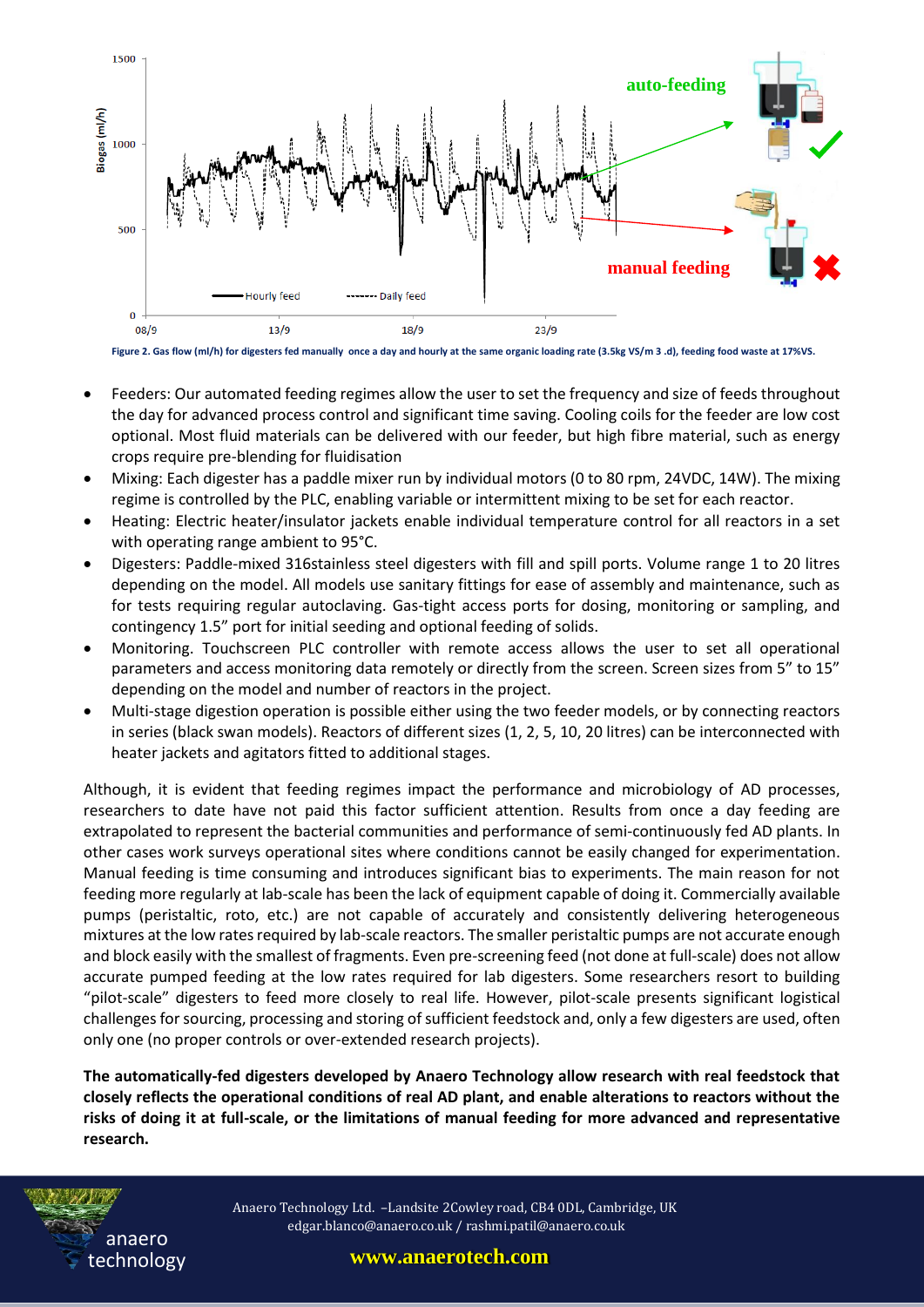1500

1000

500

0

Biogas (ml/h)

08/9

13/9

18/9

23/9

Hourly feed

Daily feed

auto-feeding

manual feeding

Figure 2. Gas flow (ml/h) for digesters fed manually once a day and hourly at the same organic loading rate (3.5kg VS/m 3 .d), feeding food waste at 17%VS.

- Feeders: Our automated feeding regimes allow the user to set the frequency and size of feeds throughout the day for advanced process control and significant time saving. Cooling coils for the feeder are low cost optional. Most fluid materials can be delivered with our feeder, but high fibre material, such as energy crops require pre-blending for fluidisation
- Mixing: Each digester has a paddle mixer run by individual motors (0 to 80 rpm, 24VDC, 14W). The mixing regime is controlled by the PLC, enabling variable or intermittent mixing to be set for each reactor.
- Heating: Electric heater/insulator jackets enable individual temperature control for all reactors in a set with operating range ambient to 95°C.
- Digesters: Paddle-mixed 316stainless steel digesters with fill and spill ports. Volume range 1 to 20 litres depending on the model. All models use sanitary fittings for ease of assembly and maintenance, such as for tests requiring regular autoclaving. Gas-tight access ports for dosing, monitoring or sampling, and contingency 1.5" port for initial seeding and optional feeding of solids.
- Monitoring. Touchscreen PLC controller with remote access allows the user to set all operational parameters and access monitoring data remotely or directly from the screen. Screen sizes from 5" to 15" depending on the model and number of reactors in the project.
- Multi-stage digestion operation is possible either using the two feeder models, or by connecting reactors in series (black swan models). Reactors of different sizes (1, 2, 5, 10, 20 litres) can be interconnected with heater jackets and agitators fitted to additional stages.

Although, it is evident that feeding regimes impact the performance and microbiology of AD processes, researchers to date have not paid this factor sufficient attention. Results from once a day feeding are extrapolated to represent the bacterial communities and performance of semi-continuously fed AD plants. In other cases work surveys operational sites where conditions cannot be easily changed for experimentation. Manual feeding is time consuming and introduces significant bias to experiments. The main reason for not feeding more regularly at lab-scale has been the lack of equipment capable of doing it. Commercially available pumps (peristaltic, roto, etc.) are not capable of accurately and consistently delivering heterogeneous mixtures at the low rates required by lab-scale reactors. The smaller peristaltic pumps are not accurate enough and block easily with the smallest of fragments. Even pre-screening feed (not done at full-scale) does not allow accurate pumped feeding at the low rates required for lab digesters. Some researchers resort to building "pilot-scale" digesters to feed more closely to real life. However, pilot-scale presents significant logistical challenges for sourcing, processing and storing of sufficient feedstock and, only a few digesters are used, often only one (no proper controls or over-extended research projects).

**The automatically-fed digesters developed by Anaero Technology allow research with real feedstock that closely reflects the operational conditions of real AD plant, and enable alterations to reactors without the risks of doing it at full-scale, or the limitations of manual feeding for more advanced and representative research.**

anaero technology

Anaero Technology Ltd. –Landsite 2Cowley road, CB4 0DL, Cambridge, UK
edgar.blanco@anaero.co.uk / rashmi.patil@anaero.co.uk

**www.anaerotech.com**